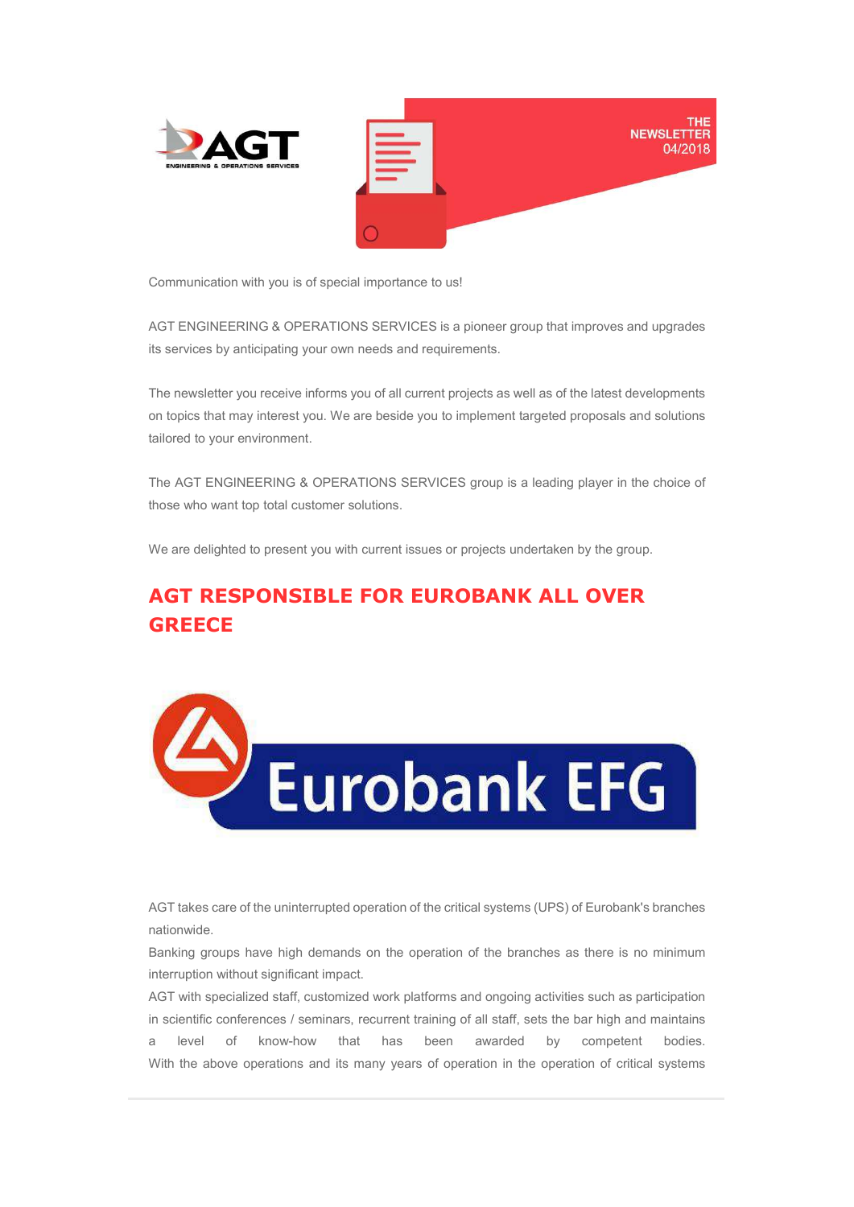THE NEWSLETTER 04/2018

Communication with you is of special importance to us!

AGT ENGINEERING & OPERATIONS SERVICES is a pioneer group that improves and upgrades its services by anticipating your own needs and requirements.

The newsletter you receive informs you of all current projects as well as of the latest developments on topics that may interest you. We are beside you to implement targeted proposals and solutions tailored to your environment.

The AGT ENGINEERING & OPERATIONS SERVICES group is a leading player in the choice of those who want top total customer solutions.

We are delighted to present you with current issues or projects undertaken by the group.

## AGT RESPONSIBLE FOR EUROBANK ALL OVER GREECE

AGT takes care of the uninterrupted operation of the critical systems (UPS) of Eurobank's branches nationwide.
Banking groups have high demands on the operation of the branches as there is no minimum interruption without significant impact.
AGT with specialized staff, customized work platforms and ongoing activities such as participation in scientific conferences / seminars, recurrent training of all staff, sets the bar high and maintains a level of know-how that has been awarded by competent bodies.
With the above operations and its many years of operation in the operation of critical systems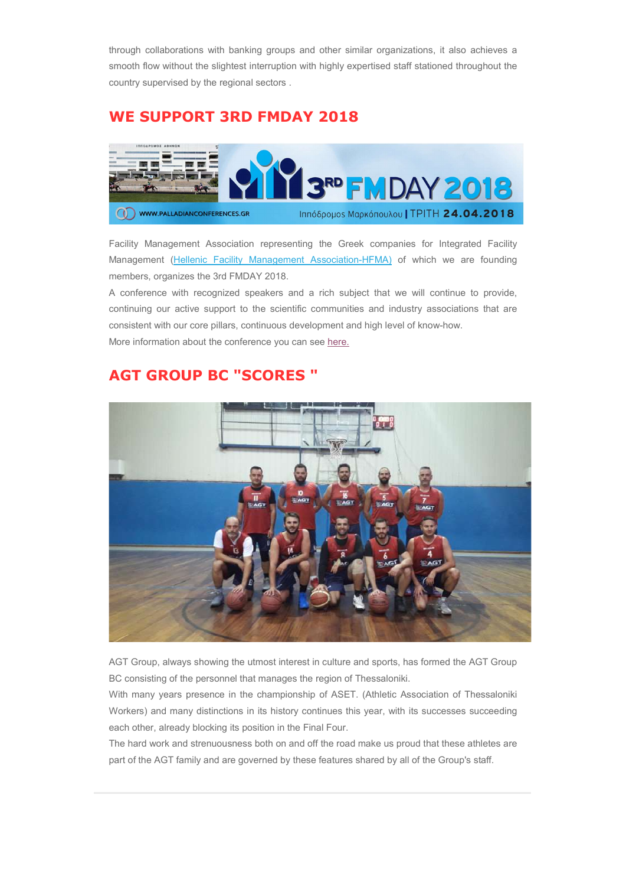through collaborations with banking groups and other similar organizations, it also achieves a smooth flow without the slightest interruption with highly expertised staff stationed throughout the country supervised by the regional sectors .

## WE SUPPORT 3RD FMDAY 2018

Facility Management Association representing the Greek companies for Integrated Facility Management (Hellenic Facility Management Association-HFMA) of which we are founding members, organizes the 3rd FMDAY 2018.

A conference with recognized speakers and a rich subject that we will continue to provide, continuing our active support to the scientific communities and industry associations that are consistent with our core pillars, continuous development and high level of know-how.

More information about the conference you can see here.

## AGT GROUP BC "SCORES "

AGT Group, always showing the utmost interest in culture and sports, has formed the AGT Group BC consisting of the personnel that manages the region of Thessaloniki.

With many years presence in the championship of ASET. (Athletic Association of Thessaloniki Workers) and many distinctions in its history continues this year, with its successes succeeding each other, already blocking its position in the Final Four.

The hard work and strenuousness both on and off the road make us proud that these athletes are part of the AGT family and are governed by these features shared by all of the Group's staff.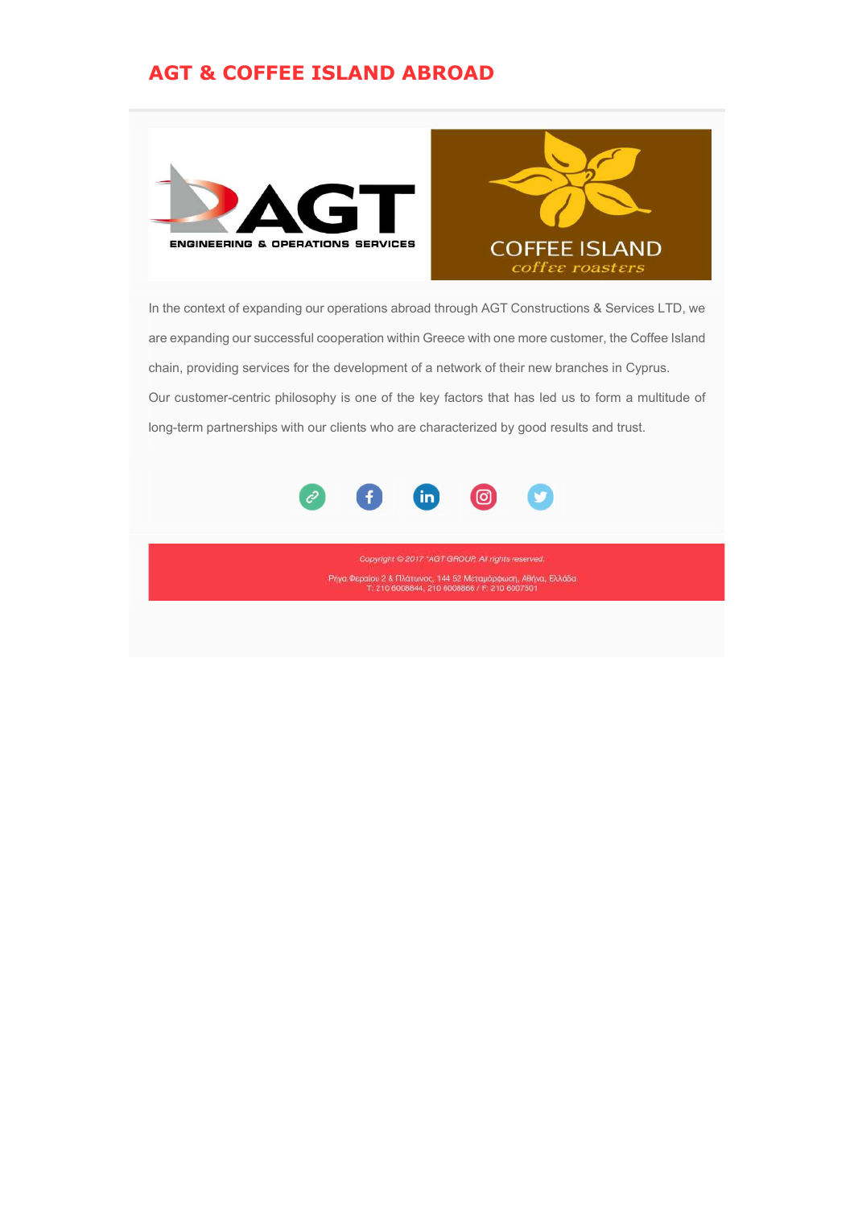# AGT & COFFEE ISLAND ABROAD

In the context of expanding our operations abroad through AGT Constructions & Services LTD, we are expanding our successful cooperation within Greece with one more customer, the Coffee Island chain, providing services for the development of a network of their new branches in Cyprus.

Our customer-centric philosophy is one of the key factors that has led us to form a multitude of long-term partnerships with our clients who are characterized by good results and trust.

*Copyright © 2017 "AGT GROUP, All rights reserved.*

Ριγα Φεραίου 2 & Πλάτωνος, 144 52 Μεταμόρφωση, Αθήνα, Ελλάδα
T: 210 6008844, 210 6008866 / F: 210 6007501